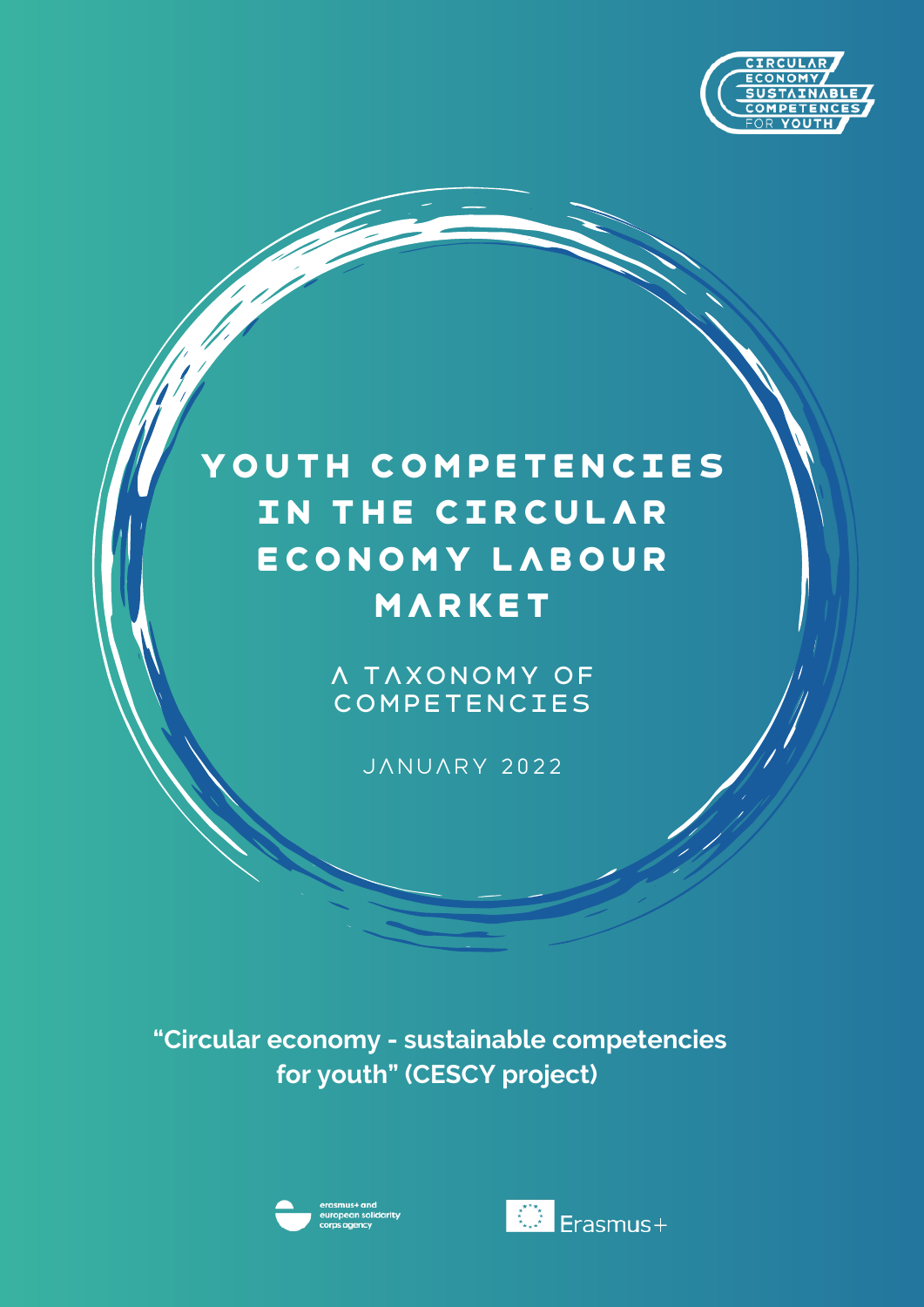CIRCULAR ECONOMY SUSTAINABLE COMPETENCES FOR YOUTH

# YOUTH COMPETENCIES IN THE CIRCULAR ECONOMY LABOUR MARKET

## A TAXONOMY OF COMPETENCIES

JANUARY 2022

**"Circular economy - sustainable competencies for youth" (CESCY project)**

erasmus+ and european solidarity corps agency

Erasmus+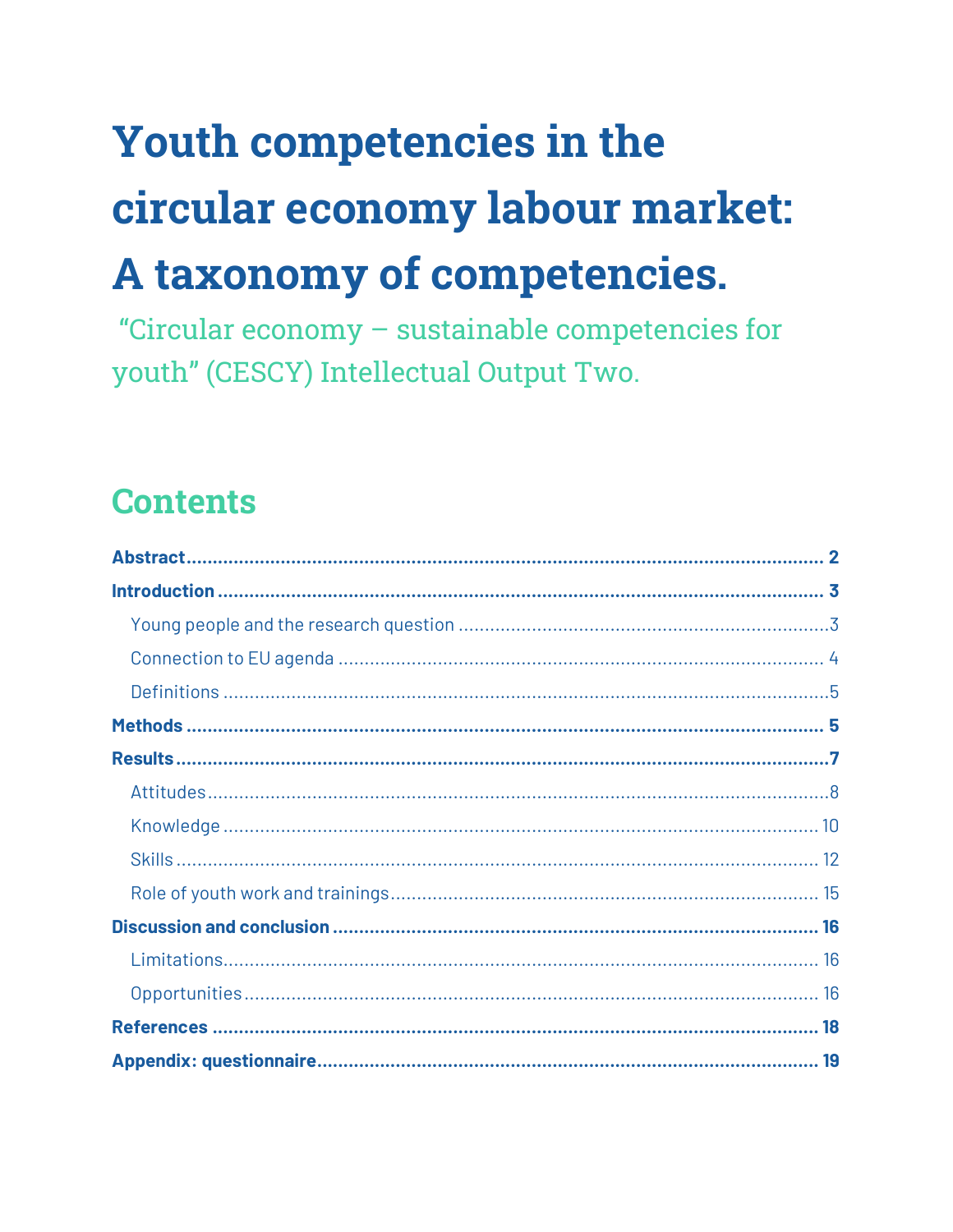# Youth competencies in the circular economy labour market: A taxonomy of competencies.

"Circular economy – sustainable competencies for youth" (CESCY) Intellectual Output Two.

## Contents

**Abstract** ........................................................................................................... **2**

**Introduction** ...................................................................................................... **3**

- Young people and the research question ............................................................ 3
- Connection to EU agenda .................................................................................... 4
- Definitions .......................................................................................................... 5

**Methods** ............................................................................................................. **5**

**Results** ............................................................................................................... **7**

- Attitudes ............................................................................................................. 8
- Knowledge ......................................................................................................... 10
- Skills ................................................................................................................. 12
- Role of youth work and trainings ....................................................................... 15

**Discussion and conclusion** ............................................................................... **16**

- Limitations ......................................................................................................... 16
- Opportunities ..................................................................................................... 16

**References** ....................................................................................................... **18**

**Appendix: questionnaire** .................................................................................. **19**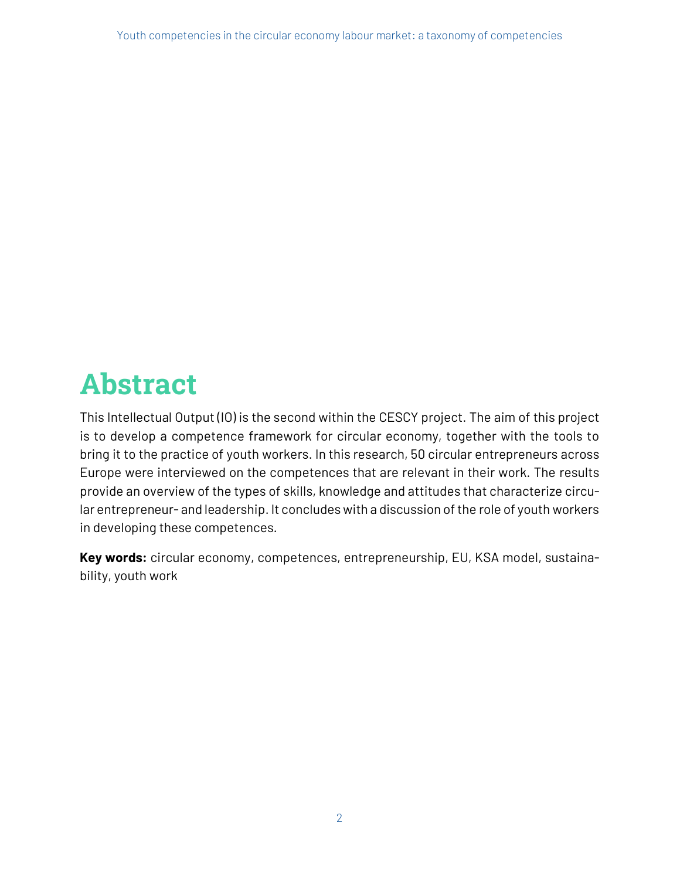# Abstract

This Intellectual Output (IO) is the second within the CESCY project. The aim of this project is to develop a competence framework for circular economy, together with the tools to bring it to the practice of youth workers. In this research, 50 circular entrepreneurs across Europe were interviewed on the competences that are relevant in their work. The results provide an overview of the types of skills, knowledge and attitudes that characterize circular entrepreneur- and leadership. It concludes with a discussion of the role of youth workers in developing these competences.

**Key words:** circular economy, competences, entrepreneurship, EU, KSA model, sustainability, youth work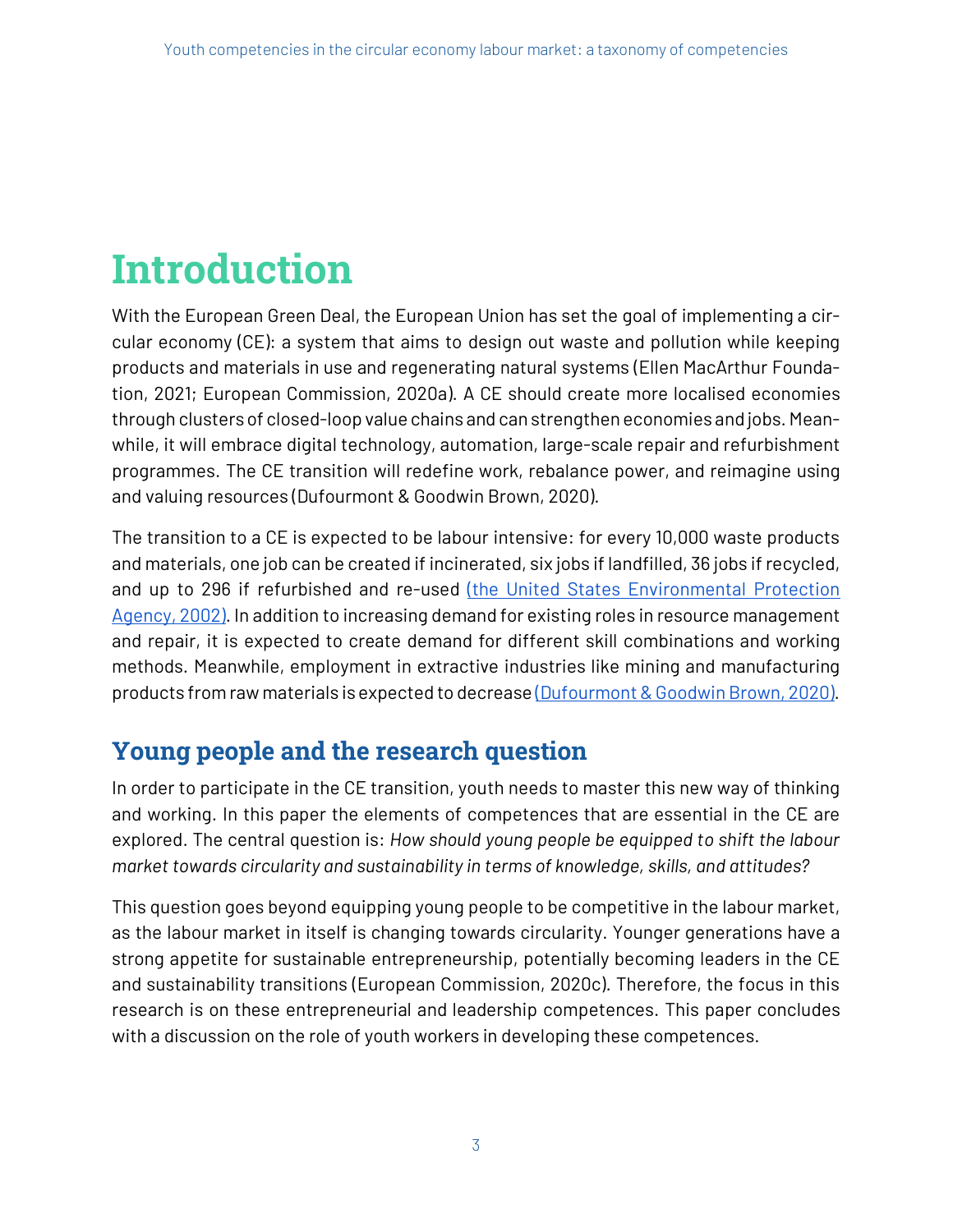# Introduction

With the European Green Deal, the European Union has set the goal of implementing a circular economy (CE): a system that aims to design out waste and pollution while keeping products and materials in use and regenerating natural systems (Ellen MacArthur Foundation, 2021; European Commission, 2020a). A CE should create more localised economies through clusters of closed-loop value chains and can strengthen economies and jobs. Meanwhile, it will embrace digital technology, automation, large-scale repair and refurbishment programmes. The CE transition will redefine work, rebalance power, and reimagine using and valuing resources (Dufourmont & Goodwin Brown, 2020).

The transition to a CE is expected to be labour intensive: for every 10,000 waste products and materials, one job can be created if incinerated, six jobs if landfilled, 36 jobs if recycled, and up to 296 if refurbished and re-used (the United States Environmental Protection Agency, 2002). In addition to increasing demand for existing roles in resource management and repair, it is expected to create demand for different skill combinations and working methods. Meanwhile, employment in extractive industries like mining and manufacturing products from raw materials is expected to decrease (Dufourmont & Goodwin Brown, 2020).

## Young people and the research question

In order to participate in the CE transition, youth needs to master this new way of thinking and working. In this paper the elements of competences that are essential in the CE are explored. The central question is: *How should young people be equipped to shift the labour market towards circularity and sustainability in terms of knowledge, skills, and attitudes?*

This question goes beyond equipping young people to be competitive in the labour market, as the labour market in itself is changing towards circularity. Younger generations have a strong appetite for sustainable entrepreneurship, potentially becoming leaders in the CE and sustainability transitions (European Commission, 2020c). Therefore, the focus in this research is on these entrepreneurial and leadership competences. This paper concludes with a discussion on the role of youth workers in developing these competences.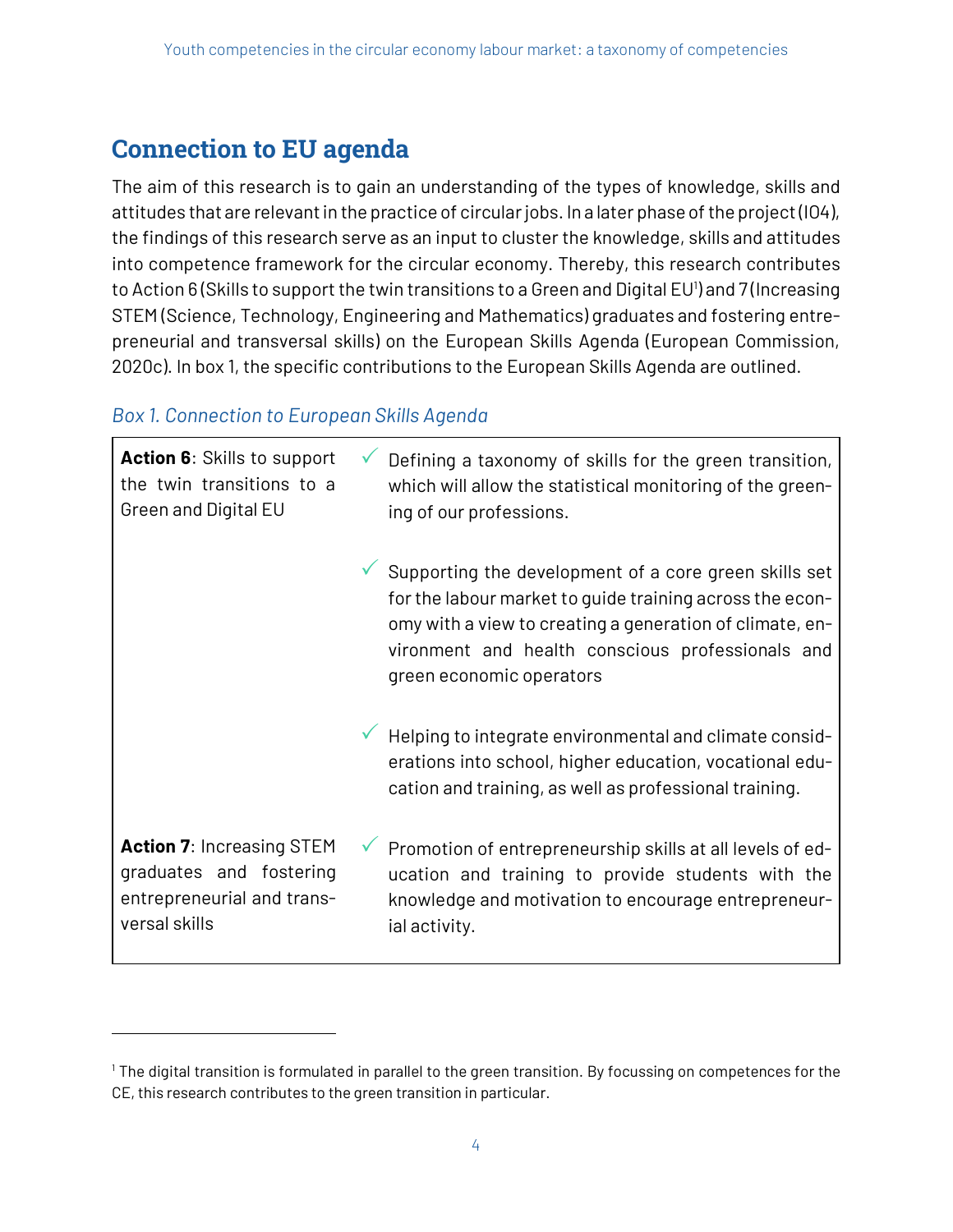## Connection to EU agenda

The aim of this research is to gain an understanding of the types of knowledge, skills and attitudes that are relevant in the practice of circular jobs. In a later phase of the project (IO4), the findings of this research serve as an input to cluster the knowledge, skills and attitudes into competence framework for the circular economy. Thereby, this research contributes to Action 6 (Skills to support the twin transitions to a Green and Digital EU[1]) and 7 (Increasing STEM (Science, Technology, Engineering and Mathematics) graduates and fostering entrepreneurial and transversal skills) on the European Skills Agenda (European Commission, 2020c). In box 1, the specific contributions to the European Skills Agenda are outlined.

*Box 1. Connection to European Skills Agenda*

| | |
|---|---|
| **Action 6**: Skills to support the twin transitions to a Green and Digital EU | ✓ Defining a taxonomy of skills for the green transition, which will allow the statistical monitoring of the greening of our professions.<br><br>✓ Supporting the development of a core green skills set for the labour market to guide training across the economy with a view to creating a generation of climate, environment and health conscious professionals and green economic operators<br><br>✓ Helping to integrate environmental and climate considerations into school, higher education, vocational education and training, as well as professional training. |
| **Action 7**: Increasing STEM graduates and fostering entrepreneurial and transversal skills | ✓ Promotion of entrepreneurship skills at all levels of education and training to provide students with the knowledge and motivation to encourage entrepreneurial activity. |

---

[1] The digital transition is formulated in parallel to the green transition. By focussing on competences for the CE, this research contributes to the green transition in particular.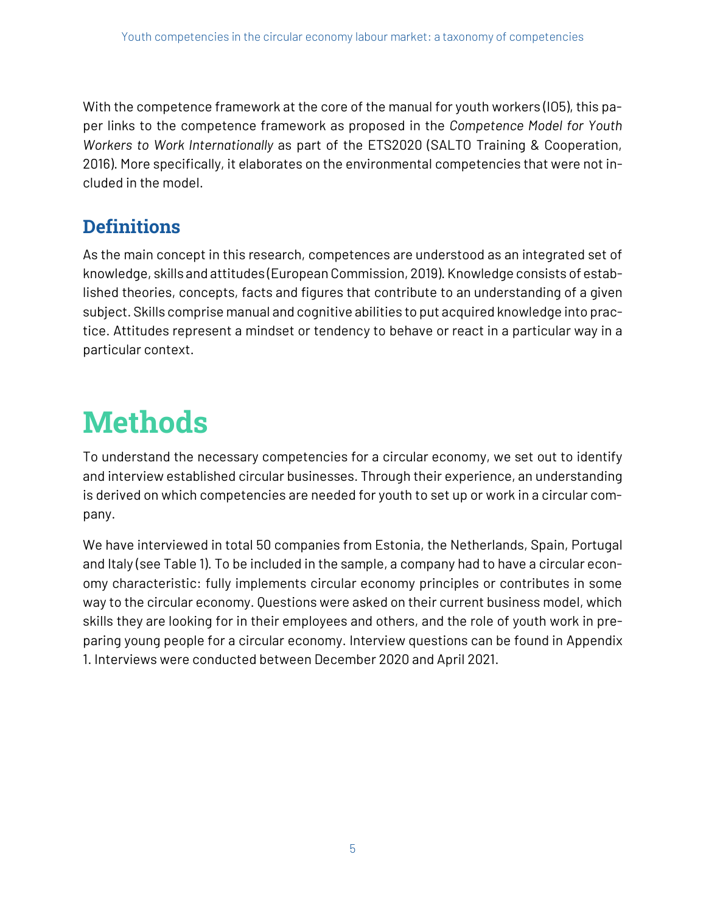With the competence framework at the core of the manual for youth workers (IO5), this paper links to the competence framework as proposed in the *Competence Model for Youth Workers to Work Internationally* as part of the ETS2020 (SALTO Training & Cooperation, 2016). More specifically, it elaborates on the environmental competencies that were not included in the model.

## Definitions

As the main concept in this research, competences are understood as an integrated set of knowledge, skills and attitudes (European Commission, 2019). Knowledge consists of established theories, concepts, facts and figures that contribute to an understanding of a given subject. Skills comprise manual and cognitive abilities to put acquired knowledge into practice. Attitudes represent a mindset or tendency to behave or react in a particular way in a particular context.

# Methods

To understand the necessary competencies for a circular economy, we set out to identify and interview established circular businesses. Through their experience, an understanding is derived on which competencies are needed for youth to set up or work in a circular company.

We have interviewed in total 50 companies from Estonia, the Netherlands, Spain, Portugal and Italy (see Table 1). To be included in the sample, a company had to have a circular economy characteristic: fully implements circular economy principles or contributes in some way to the circular economy. Questions were asked on their current business model, which skills they are looking for in their employees and others, and the role of youth work in preparing young people for a circular economy. Interview questions can be found in Appendix 1. Interviews were conducted between December 2020 and April 2021.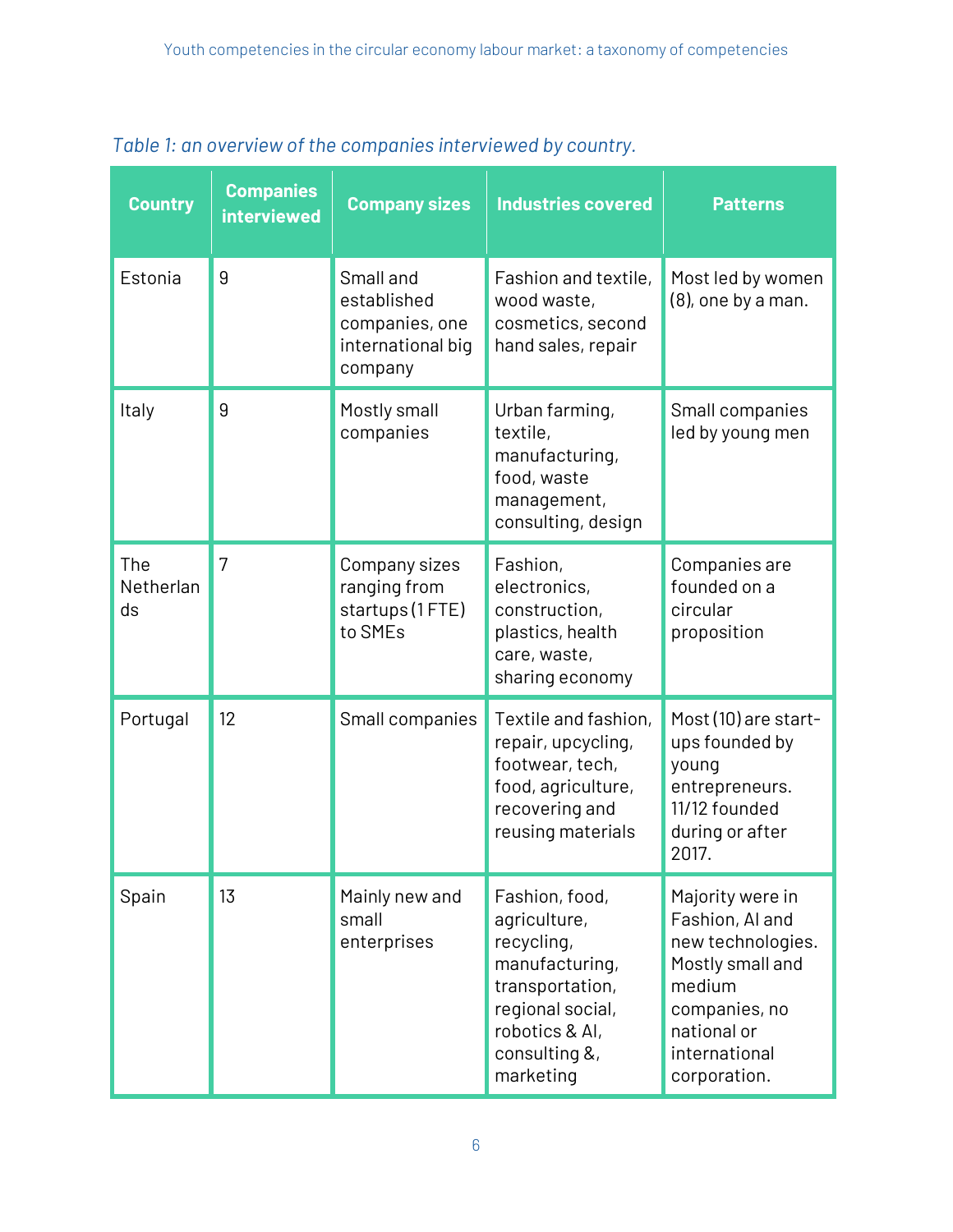*Table 1: an overview of the companies interviewed by country.*

| Country | Companies interviewed | Company sizes | Industries covered | Patterns |
| --- | --- | --- | --- | --- |
| Estonia | 9 | Small and established companies, one international big company | Fashion and textile, wood waste, cosmetics, second hand sales, repair | Most led by women (8), one by a man. |
| Italy | 9 | Mostly small companies | Urban farming, textile, manufacturing, food, waste management, consulting, design | Small companies led by young men |
| The Netherlands | 7 | Company sizes ranging from startups (1 FTE) to SMEs | Fashion, electronics, construction, plastics, health care, waste, sharing economy | Companies are founded on a circular proposition |
| Portugal | 12 | Small companies | Textile and fashion, repair, upcycling, footwear, tech, food, agriculture, recovering and reusing materials | Most (10) are start-ups founded by young entrepreneurs. 11/12 founded during or after 2017. |
| Spain | 13 | Mainly new and small enterprises | Fashion, food, agriculture, recycling, manufacturing, transportation, regional social, robotics & AI, consulting &, marketing | Majority were in Fashion, AI and new technologies. Mostly small and medium companies, no national or international corporation. |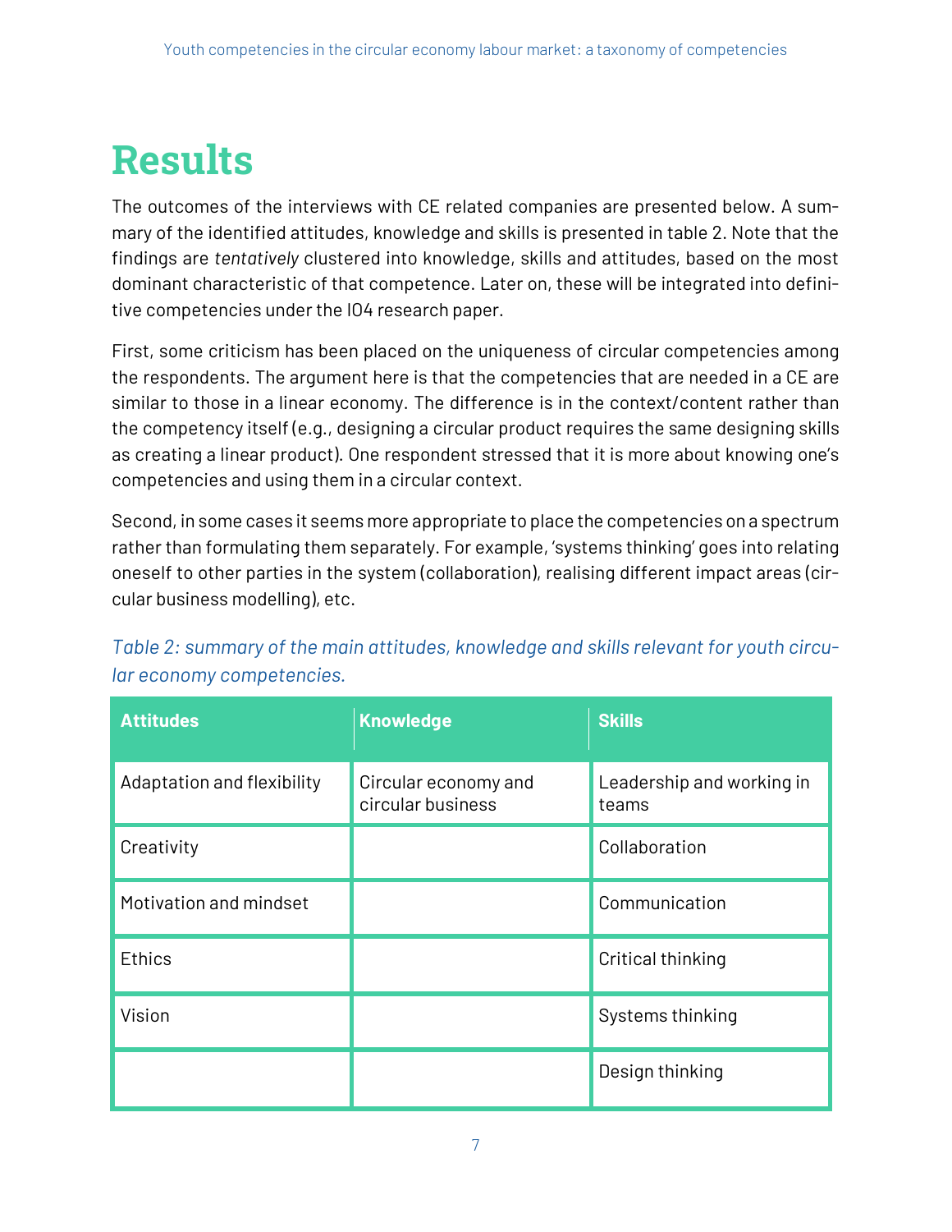# Results

The outcomes of the interviews with CE related companies are presented below. A summary of the identified attitudes, knowledge and skills is presented in table 2. Note that the findings are *tentatively* clustered into knowledge, skills and attitudes, based on the most dominant characteristic of that competence. Later on, these will be integrated into definitive competencies under the IO4 research paper.

First, some criticism has been placed on the uniqueness of circular competencies among the respondents. The argument here is that the competencies that are needed in a CE are similar to those in a linear economy. The difference is in the context/content rather than the competency itself (e.g., designing a circular product requires the same designing skills as creating a linear product). One respondent stressed that it is more about knowing one's competencies and using them in a circular context.

Second, in some cases it seems more appropriate to place the competencies on a spectrum rather than formulating them separately. For example, 'systems thinking' goes into relating oneself to other parties in the system (collaboration), realising different impact areas (circular business modelling), etc.

*Table 2: summary of the main attitudes, knowledge and skills relevant for youth circular economy competencies.*

| Attitudes | Knowledge | Skills |
|---|---|---|
| Adaptation and flexibility | Circular economy and circular business | Leadership and working in teams |
| Creativity | | Collaboration |
| Motivation and mindset | | Communication |
| Ethics | | Critical thinking |
| Vision | | Systems thinking |
| | | Design thinking |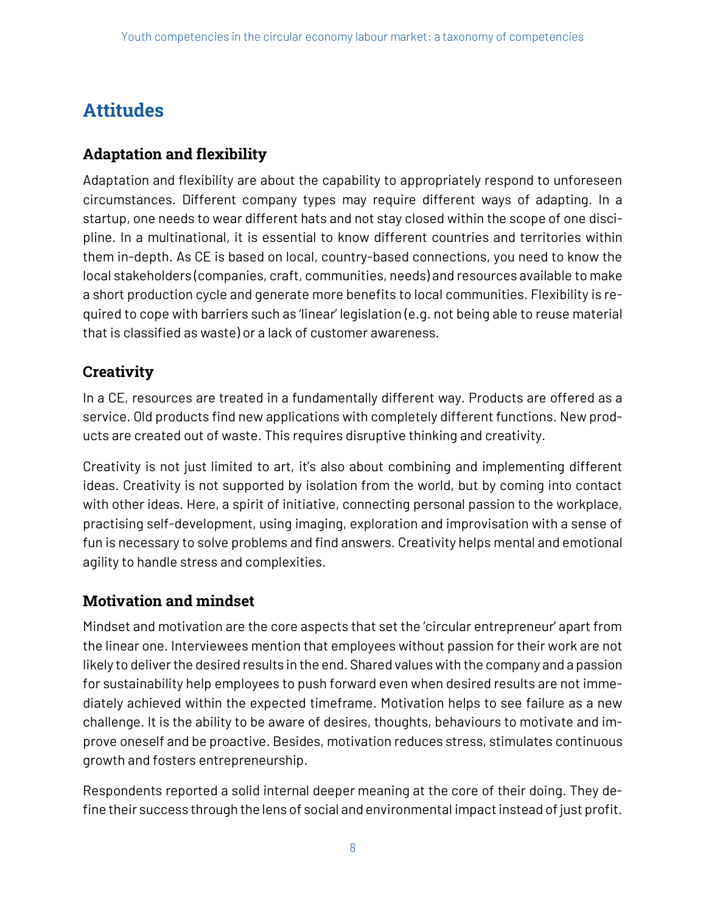# Attitudes

## Adaptation and flexibility

Adaptation and flexibility are about the capability to appropriately respond to unforeseen circumstances. Different company types may require different ways of adapting. In a startup, one needs to wear different hats and not stay closed within the scope of one discipline. In a multinational, it is essential to know different countries and territories within them in-depth. As CE is based on local, country-based connections, you need to know the local stakeholders (companies, craft, communities, needs) and resources available to make a short production cycle and generate more benefits to local communities. Flexibility is required to cope with barriers such as 'linear' legislation (e.g. not being able to reuse material that is classified as waste) or a lack of customer awareness.

## Creativity

In a CE, resources are treated in a fundamentally different way. Products are offered as a service. Old products find new applications with completely different functions. New products are created out of waste. This requires disruptive thinking and creativity.

Creativity is not just limited to art, it's also about combining and implementing different ideas. Creativity is not supported by isolation from the world, but by coming into contact with other ideas. Here, a spirit of initiative, connecting personal passion to the workplace, practising self-development, using imaging, exploration and improvisation with a sense of fun is necessary to solve problems and find answers. Creativity helps mental and emotional agility to handle stress and complexities.

## Motivation and mindset

Mindset and motivation are the core aspects that set the 'circular entrepreneur' apart from the linear one. Interviewees mention that employees without passion for their work are not likely to deliver the desired results in the end. Shared values with the company and a passion for sustainability help employees to push forward even when desired results are not immediately achieved within the expected timeframe. Motivation helps to see failure as a new challenge. It is the ability to be aware of desires, thoughts, behaviours to motivate and improve oneself and be proactive. Besides, motivation reduces stress, stimulates continuous growth and fosters entrepreneurship.

Respondents reported a solid internal deeper meaning at the core of their doing. They define their success through the lens of social and environmental impact instead of just profit.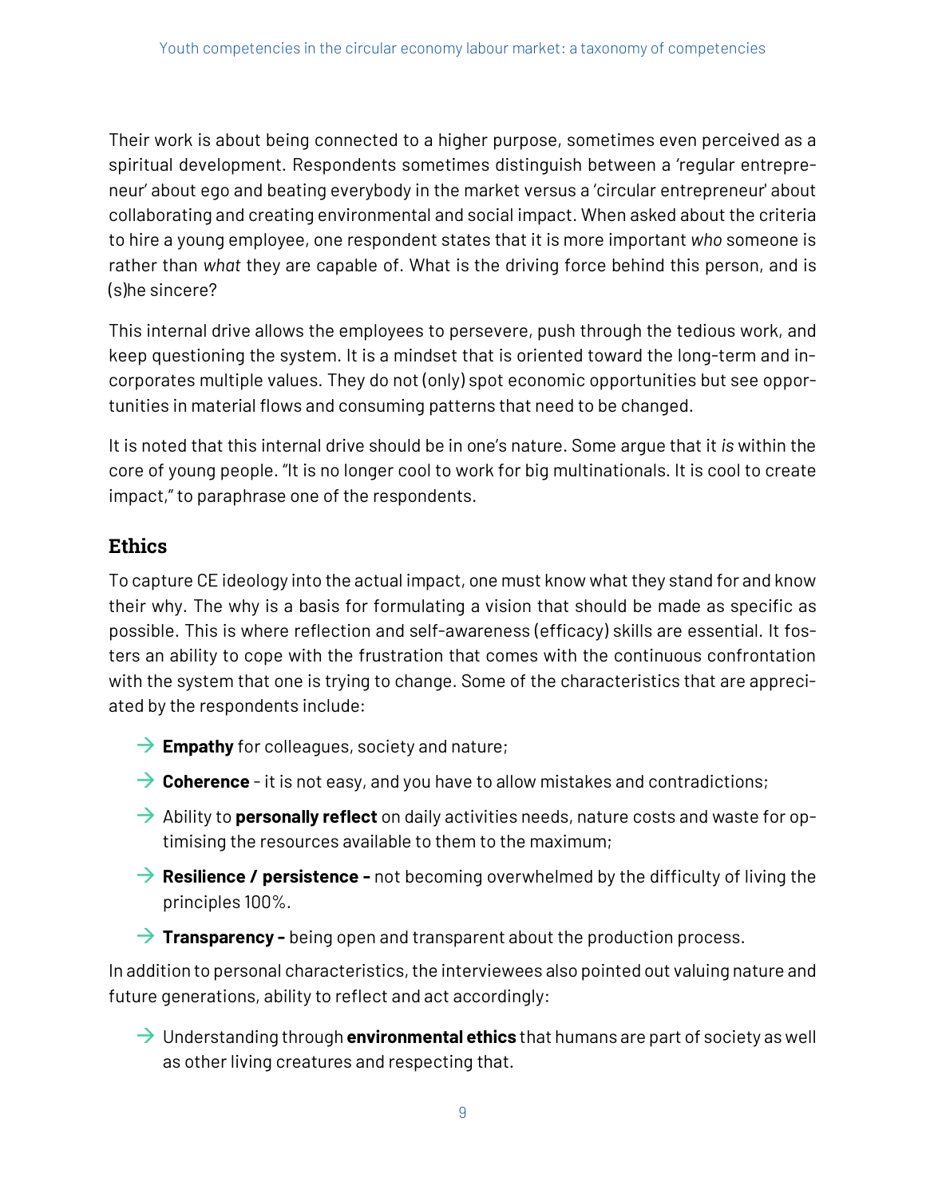Their work is about being connected to a higher purpose, sometimes even perceived as a spiritual development. Respondents sometimes distinguish between a 'regular entrepreneur' about ego and beating everybody in the market versus a 'circular entrepreneur' about collaborating and creating environmental and social impact. When asked about the criteria to hire a young employee, one respondent states that it is more important *who* someone is rather than *what* they are capable of. What is the driving force behind this person, and is (s)he sincere?

This internal drive allows the employees to persevere, push through the tedious work, and keep questioning the system. It is a mindset that is oriented toward the long-term and incorporates multiple values. They do not (only) spot economic opportunities but see opportunities in material flows and consuming patterns that need to be changed.

It is noted that this internal drive should be in one's nature. Some argue that it *is* within the core of young people. "It is no longer cool to work for big multinationals. It is cool to create impact," to paraphrase one of the respondents.

### Ethics

To capture CE ideology into the actual impact, one must know what they stand for and know their why. The why is a basis for formulating a vision that should be made as specific as possible. This is where reflection and self-awareness (efficacy) skills are essential. It fosters an ability to cope with the frustration that comes with the continuous confrontation with the system that one is trying to change. Some of the characteristics that are appreciated by the respondents include:

- **Empathy** for colleagues, society and nature;
- **Coherence** - it is not easy, and you have to allow mistakes and contradictions;
- Ability to **personally reflect** on daily activities needs, nature costs and waste for optimising the resources available to them to the maximum;
- **Resilience / persistence -** not becoming overwhelmed by the difficulty of living the principles 100%.
- **Transparency -** being open and transparent about the production process.

In addition to personal characteristics, the interviewees also pointed out valuing nature and future generations, ability to reflect and act accordingly:

- Understanding through **environmental ethics** that humans are part of society as well as other living creatures and respecting that.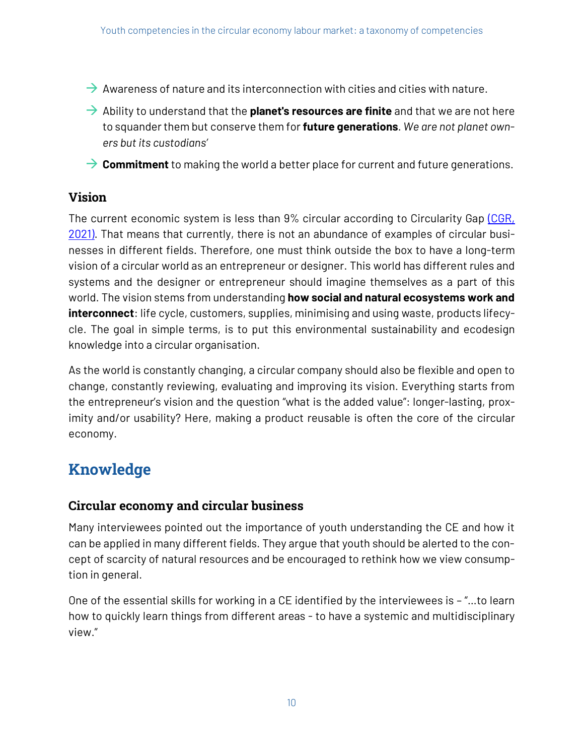- Awareness of nature and its interconnection with cities and cities with nature.
- Ability to understand that the **planet's resources are finite** and that we are not here to squander them but conserve them for **future generations**. *We are not planet owners but its custodians'*
- **Commitment** to making the world a better place for current and future generations.

### Vision

The current economic system is less than 9% circular according to Circularity Gap [(CGR, 2021)](). That means that currently, there is not an abundance of examples of circular businesses in different fields. Therefore, one must think outside the box to have a long-term vision of a circular world as an entrepreneur or designer. This world has different rules and systems and the designer or entrepreneur should imagine themselves as a part of this world. The vision stems from understanding **how social and natural ecosystems work and interconnect**: life cycle, customers, supplies, minimising and using waste, products lifecycle. The goal in simple terms, is to put this environmental sustainability and ecodesign knowledge into a circular organisation.

As the world is constantly changing, a circular company should also be flexible and open to change, constantly reviewing, evaluating and improving its vision. Everything starts from the entrepreneur's vision and the question "what is the added value": longer-lasting, proximity and/or usability? Here, making a product reusable is often the core of the circular economy.

## Knowledge

### Circular economy and circular business

Many interviewees pointed out the importance of youth understanding the CE and how it can be applied in many different fields. They argue that youth should be alerted to the concept of scarcity of natural resources and be encouraged to rethink how we view consumption in general.

One of the essential skills for working in a CE identified by the interviewees is – "...to learn how to quickly learn things from different areas - to have a systemic and multidisciplinary view."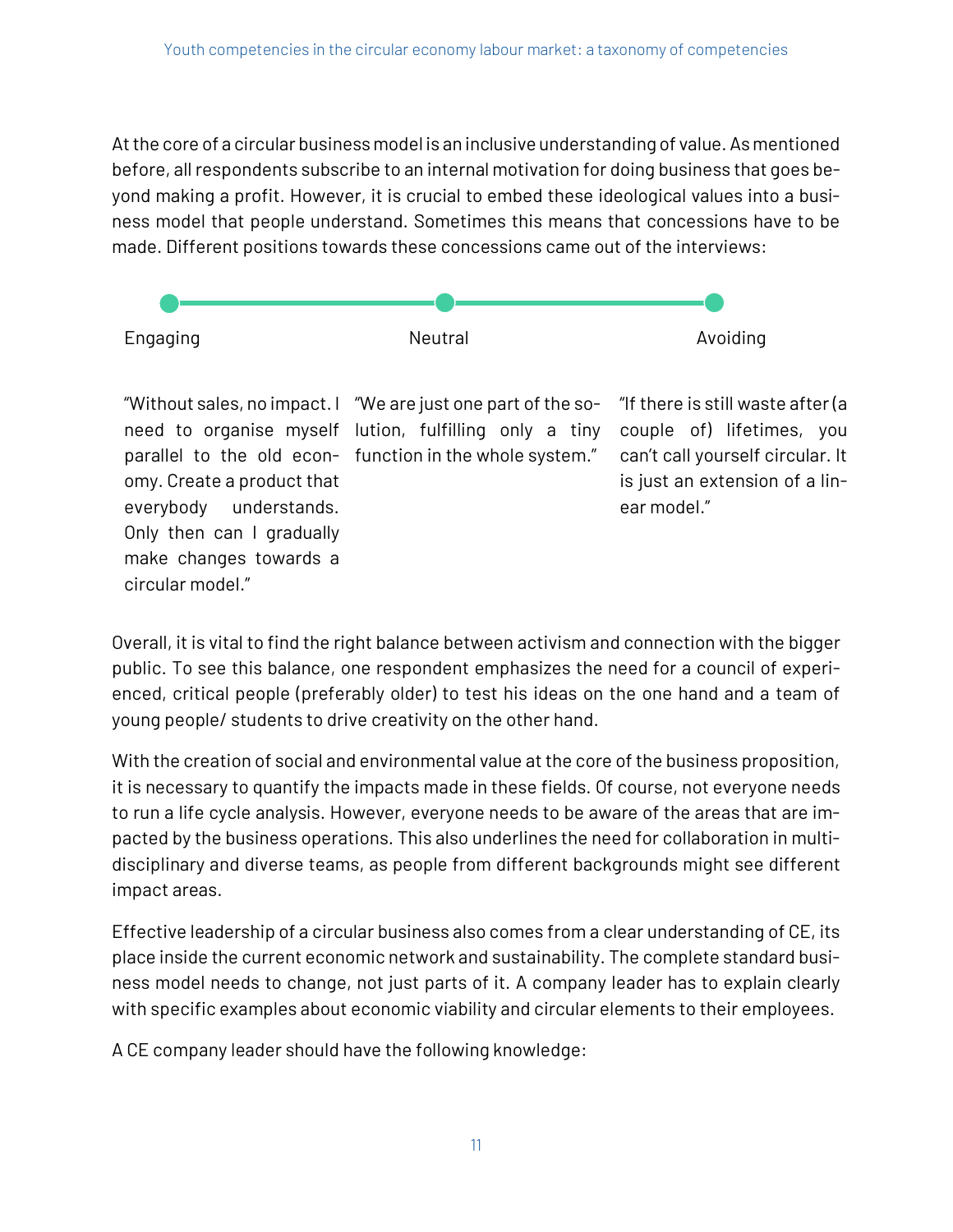At the core of a circular business model is an inclusive understanding of value. As mentioned before, all respondents subscribe to an internal motivation for doing business that goes beyond making a profit. However, it is crucial to embed these ideological values into a business model that people understand. Sometimes this means that concessions have to be made. Different positions towards these concessions came out of the interviews:

| Engaging | Neutral | Avoiding |
| --- | --- | --- |
| "Without sales, no impact. I need to organise myself parallel to the old economy. Create a product that everybody understands. Only then can I gradually make changes towards a circular model." | "We are just one part of the solution, fulfilling only a tiny function in the whole system." | "If there is still waste after (a couple of) lifetimes, you can't call yourself circular. It is just an extension of a linear model." |

Overall, it is vital to find the right balance between activism and connection with the bigger public. To see this balance, one respondent emphasizes the need for a council of experienced, critical people (preferably older) to test his ideas on the one hand and a team of young people/ students to drive creativity on the other hand.

With the creation of social and environmental value at the core of the business proposition, it is necessary to quantify the impacts made in these fields. Of course, not everyone needs to run a life cycle analysis. However, everyone needs to be aware of the areas that are impacted by the business operations. This also underlines the need for collaboration in multidisciplinary and diverse teams, as people from different backgrounds might see different impact areas.

Effective leadership of a circular business also comes from a clear understanding of CE, its place inside the current economic network and sustainability. The complete standard business model needs to change, not just parts of it. A company leader has to explain clearly with specific examples about economic viability and circular elements to their employees.

A CE company leader should have the following knowledge: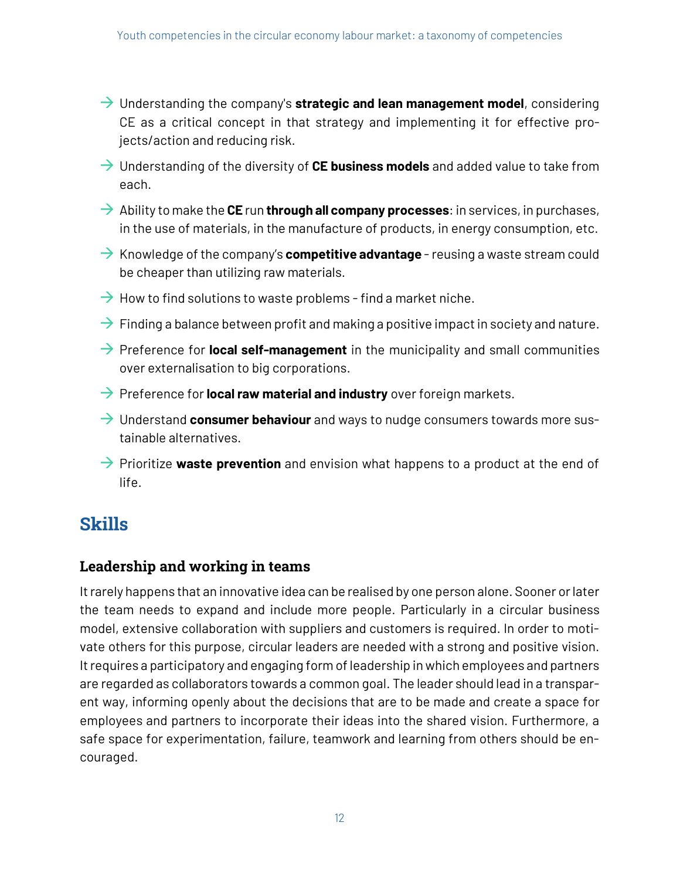- Understanding the company's **strategic and lean management model**, considering CE as a critical concept in that strategy and implementing it for effective projects/action and reducing risk.
- Understanding of the diversity of **CE business models** and added value to take from each.
- Ability to make the **CE** run **through all company processes**: in services, in purchases, in the use of materials, in the manufacture of products, in energy consumption, etc.
- Knowledge of the company's **competitive advantage** - reusing a waste stream could be cheaper than utilizing raw materials.
- How to find solutions to waste problems - find a market niche.
- Finding a balance between profit and making a positive impact in society and nature.
- Preference for **local self-management** in the municipality and small communities over externalisation to big corporations.
- Preference for **local raw material and industry** over foreign markets.
- Understand **consumer behaviour** and ways to nudge consumers towards more sustainable alternatives.
- Prioritize **waste prevention** and envision what happens to a product at the end of life.

## Skills

### Leadership and working in teams

It rarely happens that an innovative idea can be realised by one person alone. Sooner or later the team needs to expand and include more people. Particularly in a circular business model, extensive collaboration with suppliers and customers is required. In order to motivate others for this purpose, circular leaders are needed with a strong and positive vision. It requires a participatory and engaging form of leadership in which employees and partners are regarded as collaborators towards a common goal. The leader should lead in a transparent way, informing openly about the decisions that are to be made and create a space for employees and partners to incorporate their ideas into the shared vision. Furthermore, a safe space for experimentation, failure, teamwork and learning from others should be encouraged.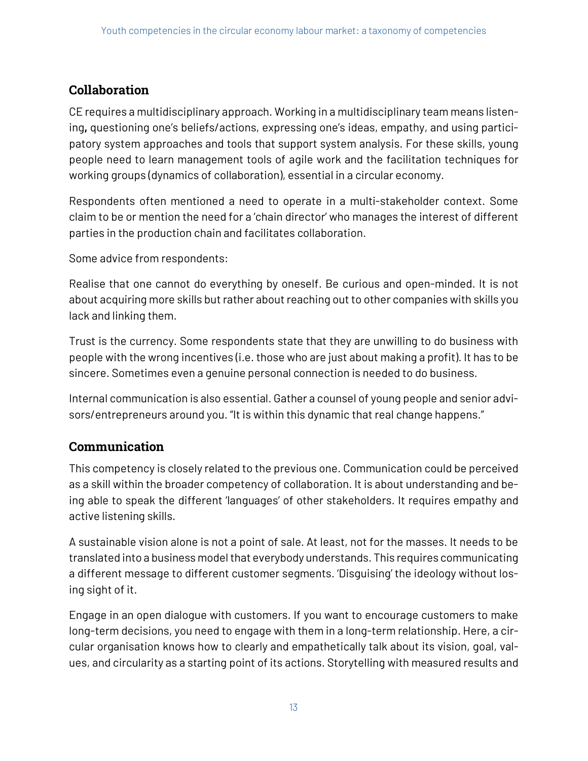## Collaboration

CE requires a multidisciplinary approach. Working in a multidisciplinary team means listening**,** questioning one's beliefs/actions, expressing one's ideas, empathy, and using participatory system approaches and tools that support system analysis. For these skills, young people need to learn management tools of agile work and the facilitation techniques for working groups (dynamics of collaboration), essential in a circular economy.

Respondents often mentioned a need to operate in a multi-stakeholder context. Some claim to be or mention the need for a 'chain director' who manages the interest of different parties in the production chain and facilitates collaboration.

Some advice from respondents:

Realise that one cannot do everything by oneself. Be curious and open-minded. It is not about acquiring more skills but rather about reaching out to other companies with skills you lack and linking them.

Trust is the currency. Some respondents state that they are unwilling to do business with people with the wrong incentives (i.e. those who are just about making a profit). It has to be sincere. Sometimes even a genuine personal connection is needed to do business.

Internal communication is also essential. Gather a counsel of young people and senior advisors/entrepreneurs around you. "It is within this dynamic that real change happens."

## Communication

This competency is closely related to the previous one. Communication could be perceived as a skill within the broader competency of collaboration. It is about understanding and being able to speak the different 'languages' of other stakeholders. It requires empathy and active listening skills.

A sustainable vision alone is not a point of sale. At least, not for the masses. It needs to be translated into a business model that everybody understands. This requires communicating a different message to different customer segments. 'Disguising' the ideology without losing sight of it.

Engage in an open dialogue with customers. If you want to encourage customers to make long-term decisions, you need to engage with them in a long-term relationship. Here, a circular organisation knows how to clearly and empathetically talk about its vision, goal, values, and circularity as a starting point of its actions. Storytelling with measured results and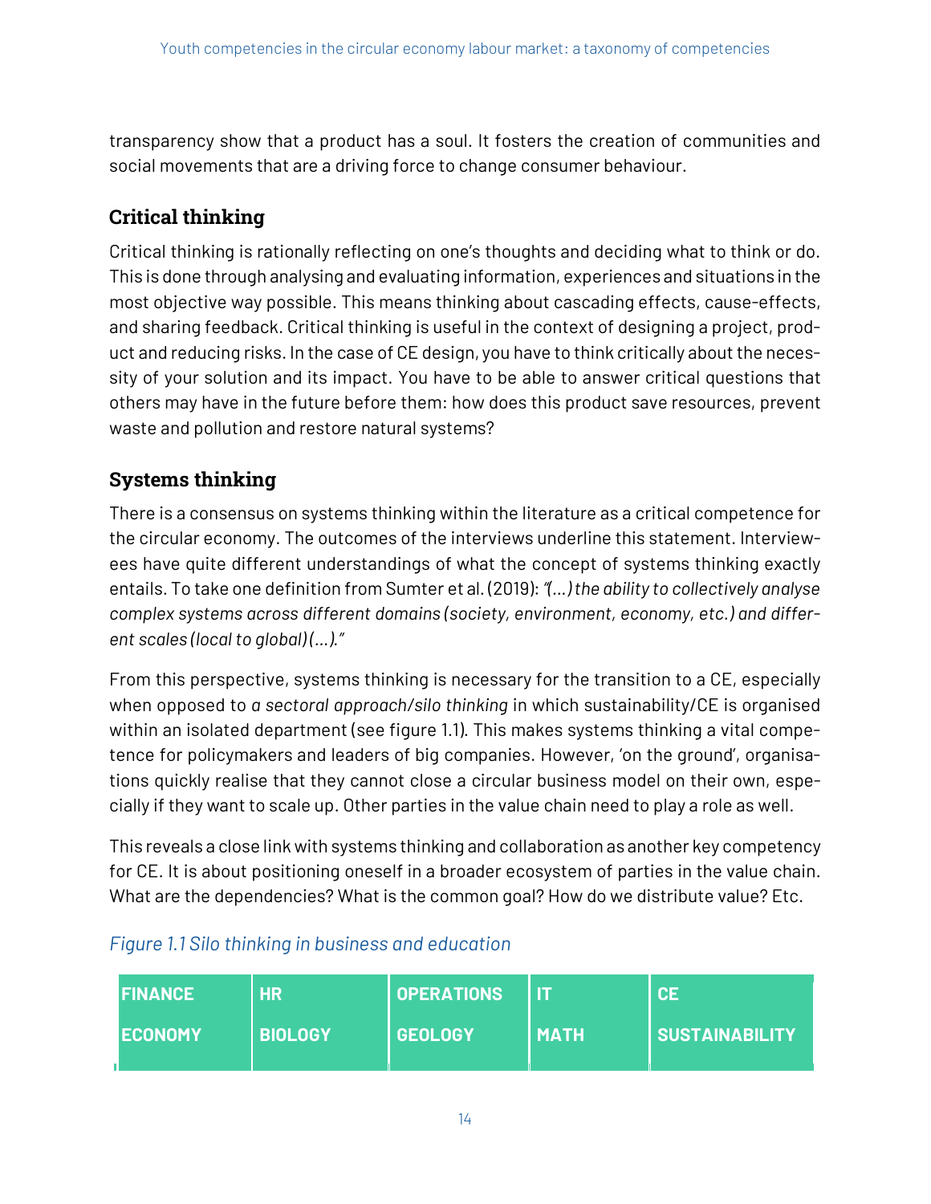transparency show that a product has a soul. It fosters the creation of communities and social movements that are a driving force to change consumer behaviour.

## Critical thinking

Critical thinking is rationally reflecting on one's thoughts and deciding what to think or do. This is done through analysing and evaluating information, experiences and situations in the most objective way possible. This means thinking about cascading effects, cause-effects, and sharing feedback. Critical thinking is useful in the context of designing a project, product and reducing risks. In the case of CE design, you have to think critically about the necessity of your solution and its impact. You have to be able to answer critical questions that others may have in the future before them: how does this product save resources, prevent waste and pollution and restore natural systems?

## Systems thinking

There is a consensus on systems thinking within the literature as a critical competence for the circular economy. The outcomes of the interviews underline this statement. Interviewees have quite different understandings of what the concept of systems thinking exactly entails. To take one definition from Sumter et al. (2019): *"(...) the ability to collectively analyse complex systems across different domains (society, environment, economy, etc.) and different scales (local to global) (...)."*

From this perspective, systems thinking is necessary for the transition to a CE, especially when opposed to *a sectoral approach/silo thinking* in which sustainability/CE is organised within an isolated department (see figure 1.1). This makes systems thinking a vital competence for policymakers and leaders of big companies. However, 'on the ground', organisations quickly realise that they cannot close a circular business model on their own, especially if they want to scale up. Other parties in the value chain need to play a role as well.

This reveals a close link with systems thinking and collaboration as another key competency for CE. It is about positioning oneself in a broader ecosystem of parties in the value chain. What are the dependencies? What is the common goal? How do we distribute value? Etc.

*Figure 1.1 Silo thinking in business and education*

| FINANCE | HR | OPERATIONS | IT | CE |
|---|---|---|---|---|
| ECONOMY | BIOLOGY | GEOLOGY | MATH | SUSTAINABILITY |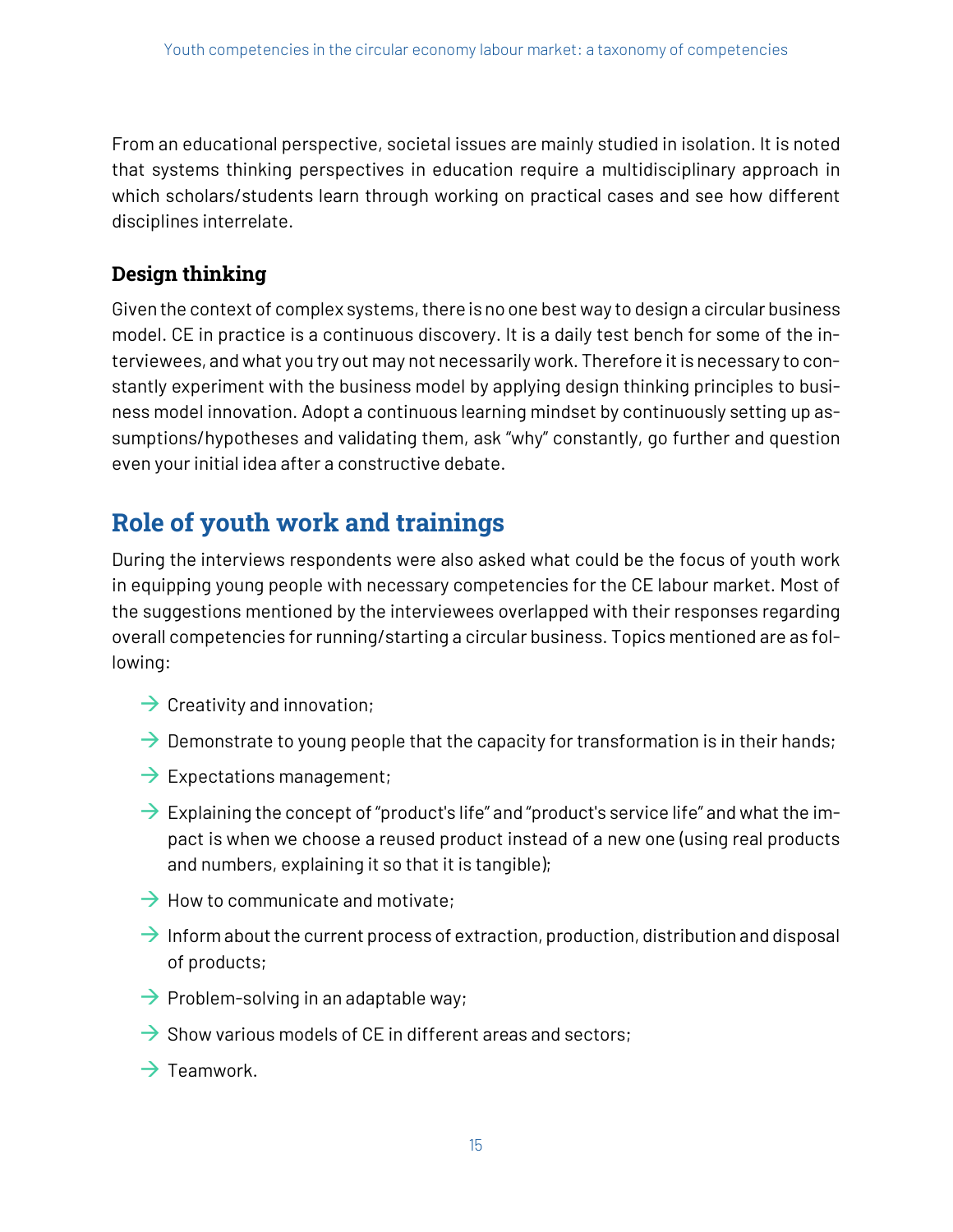From an educational perspective, societal issues are mainly studied in isolation. It is noted that systems thinking perspectives in education require a multidisciplinary approach in which scholars/students learn through working on practical cases and see how different disciplines interrelate.

### Design thinking

Given the context of complex systems, there is no one best way to design a circular business model. CE in practice is a continuous discovery. It is a daily test bench for some of the interviewees, and what you try out may not necessarily work. Therefore it is necessary to constantly experiment with the business model by applying design thinking principles to business model innovation. Adopt a continuous learning mindset by continuously setting up assumptions/hypotheses and validating them, ask "why" constantly, go further and question even your initial idea after a constructive debate.

## Role of youth work and trainings

During the interviews respondents were also asked what could be the focus of youth work in equipping young people with necessary competencies for the CE labour market. Most of the suggestions mentioned by the interviewees overlapped with their responses regarding overall competencies for running/starting a circular business. Topics mentioned are as following:

- Creativity and innovation;
- Demonstrate to young people that the capacity for transformation is in their hands;
- Expectations management;
- Explaining the concept of "product's life" and "product's service life" and what the impact is when we choose a reused product instead of a new one (using real products and numbers, explaining it so that it is tangible);
- How to communicate and motivate;
- Inform about the current process of extraction, production, distribution and disposal of products;
- Problem-solving in an adaptable way;
- Show various models of CE in different areas and sectors;
- Teamwork.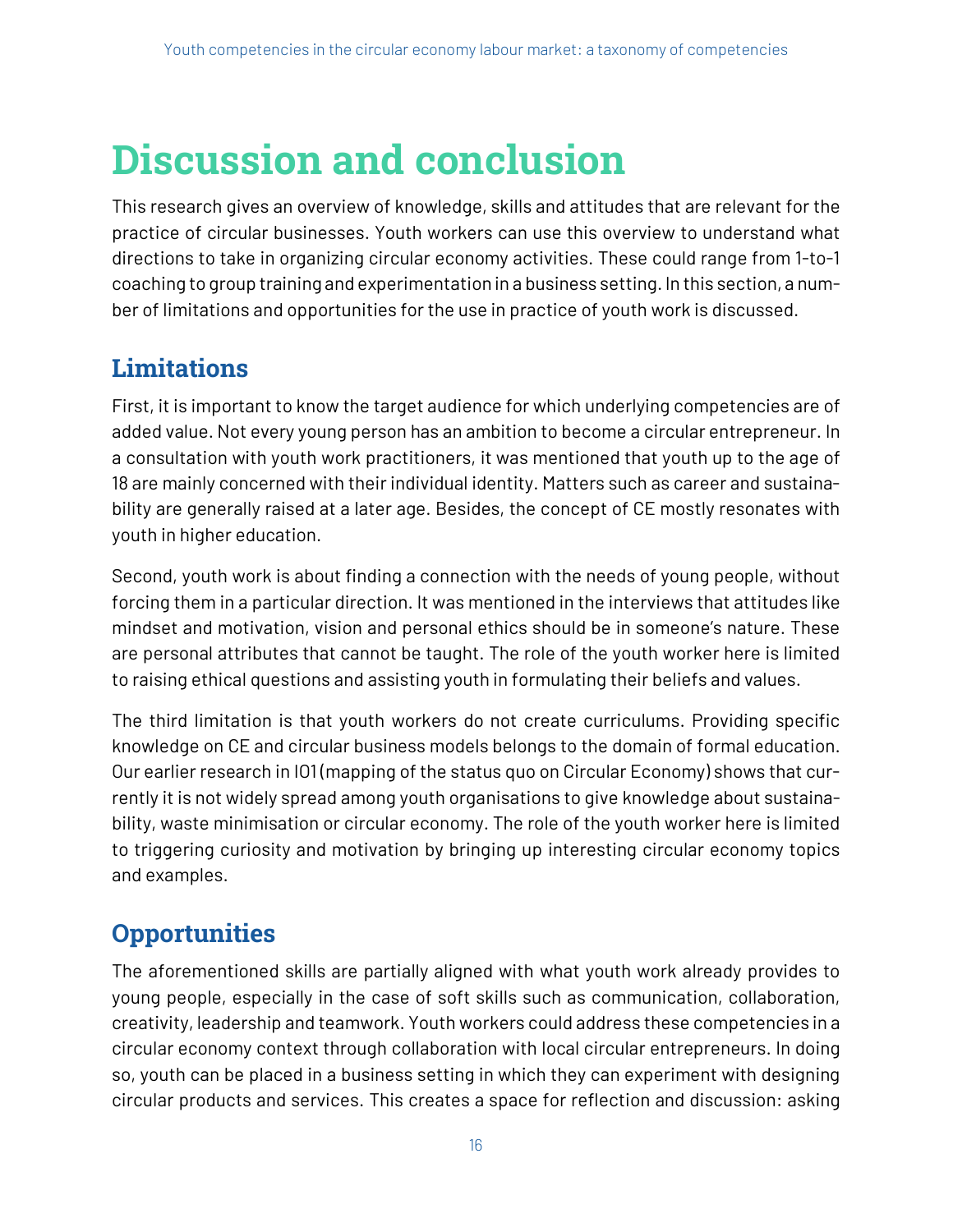# Discussion and conclusion

This research gives an overview of knowledge, skills and attitudes that are relevant for the practice of circular businesses. Youth workers can use this overview to understand what directions to take in organizing circular economy activities. These could range from 1-to-1 coaching to group training and experimentation in a business setting. In this section, a number of limitations and opportunities for the use in practice of youth work is discussed.

## Limitations

First, it is important to know the target audience for which underlying competencies are of added value. Not every young person has an ambition to become a circular entrepreneur. In a consultation with youth work practitioners, it was mentioned that youth up to the age of 18 are mainly concerned with their individual identity. Matters such as career and sustainability are generally raised at a later age. Besides, the concept of CE mostly resonates with youth in higher education.

Second, youth work is about finding a connection with the needs of young people, without forcing them in a particular direction. It was mentioned in the interviews that attitudes like mindset and motivation, vision and personal ethics should be in someone's nature. These are personal attributes that cannot be taught. The role of the youth worker here is limited to raising ethical questions and assisting youth in formulating their beliefs and values.

The third limitation is that youth workers do not create curriculums. Providing specific knowledge on CE and circular business models belongs to the domain of formal education. Our earlier research in IO1 (mapping of the status quo on Circular Economy) shows that currently it is not widely spread among youth organisations to give knowledge about sustainability, waste minimisation or circular economy. The role of the youth worker here is limited to triggering curiosity and motivation by bringing up interesting circular economy topics and examples.

## Opportunities

The aforementioned skills are partially aligned with what youth work already provides to young people, especially in the case of soft skills such as communication, collaboration, creativity, leadership and teamwork. Youth workers could address these competencies in a circular economy context through collaboration with local circular entrepreneurs. In doing so, youth can be placed in a business setting in which they can experiment with designing circular products and services. This creates a space for reflection and discussion: asking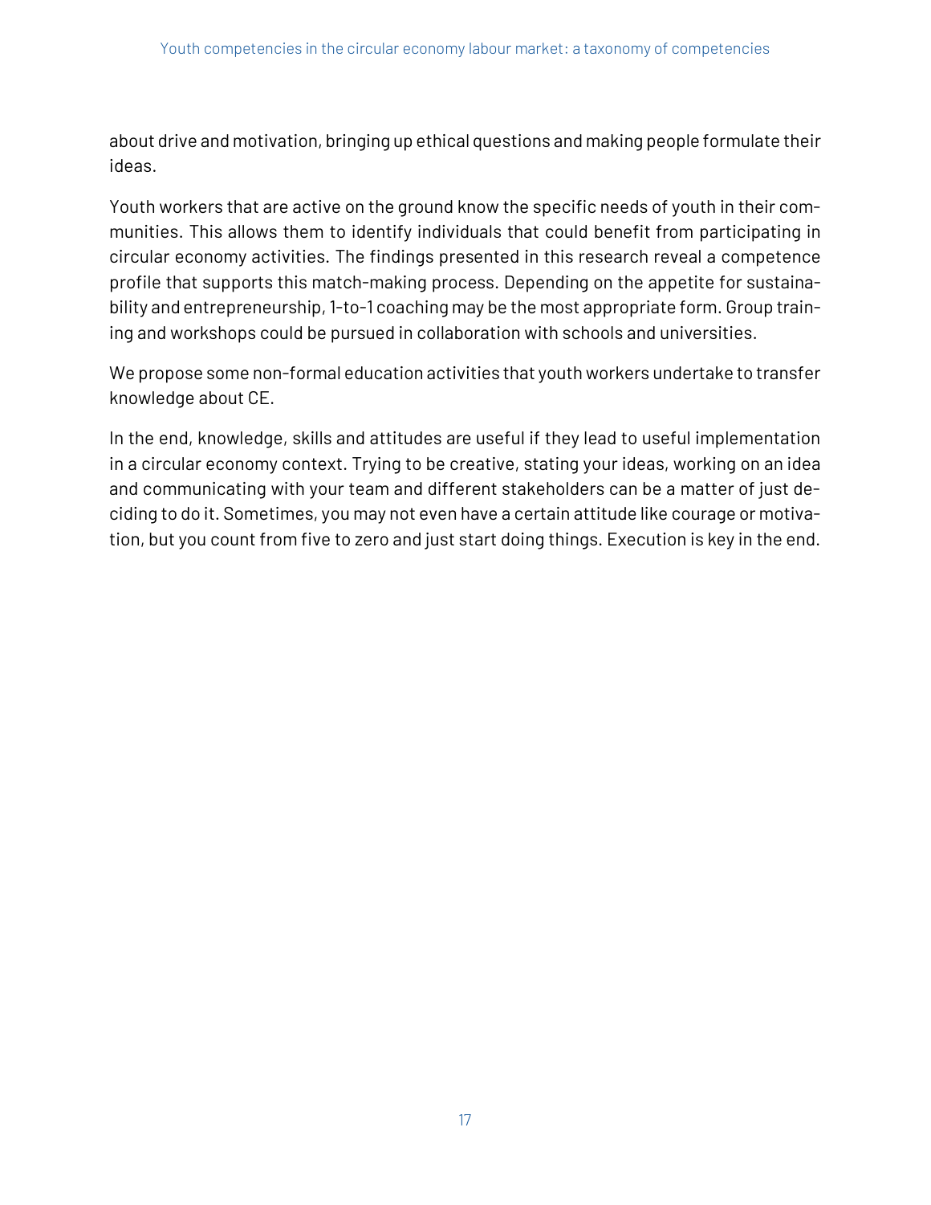about drive and motivation, bringing up ethical questions and making people formulate their ideas.

Youth workers that are active on the ground know the specific needs of youth in their communities. This allows them to identify individuals that could benefit from participating in circular economy activities. The findings presented in this research reveal a competence profile that supports this match-making process. Depending on the appetite for sustainability and entrepreneurship, 1-to-1 coaching may be the most appropriate form. Group training and workshops could be pursued in collaboration with schools and universities.

We propose some non-formal education activities that youth workers undertake to transfer knowledge about CE.

In the end, knowledge, skills and attitudes are useful if they lead to useful implementation in a circular economy context. Trying to be creative, stating your ideas, working on an idea and communicating with your team and different stakeholders can be a matter of just deciding to do it. Sometimes, you may not even have a certain attitude like courage or motivation, but you count from five to zero and just start doing things. Execution is key in the end.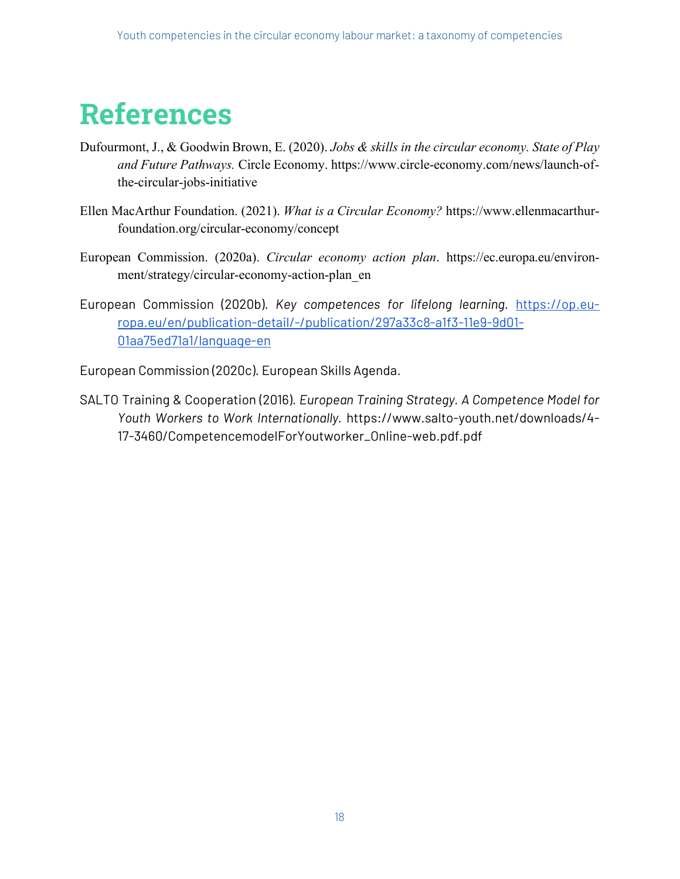# References

Dufourmont, J., & Goodwin Brown, E. (2020). *Jobs & skills in the circular economy. State of Play and Future Pathways.* Circle Economy. https://www.circle-economy.com/news/launch-of-the-circular-jobs-initiative

Ellen MacArthur Foundation. (2021). *What is a Circular Economy?* https://www.ellenmacarthurfoundation.org/circular-economy/concept

European Commission. (2020a). *Circular economy action plan*. https://ec.europa.eu/environment/strategy/circular-economy-action-plan_en

European Commission (2020b). *Key competences for lifelong learning.* [https://op.europa.eu/en/publication-detail/-/publication/297a33c8-a1f3-11e9-9d01-01aa75ed71a1/language-en](https://op.europa.eu/en/publication-detail/-/publication/297a33c8-a1f3-11e9-9d01-01aa75ed71a1/language-en)

European Commission (2020c). European Skills Agenda.

SALTO Training & Cooperation (2016). *European Training Strategy. A Competence Model for Youth Workers to Work Internationally.* https://www.salto-youth.net/downloads/4-17-3460/CompetencemodelForYoutworker_Online-web.pdf.pdf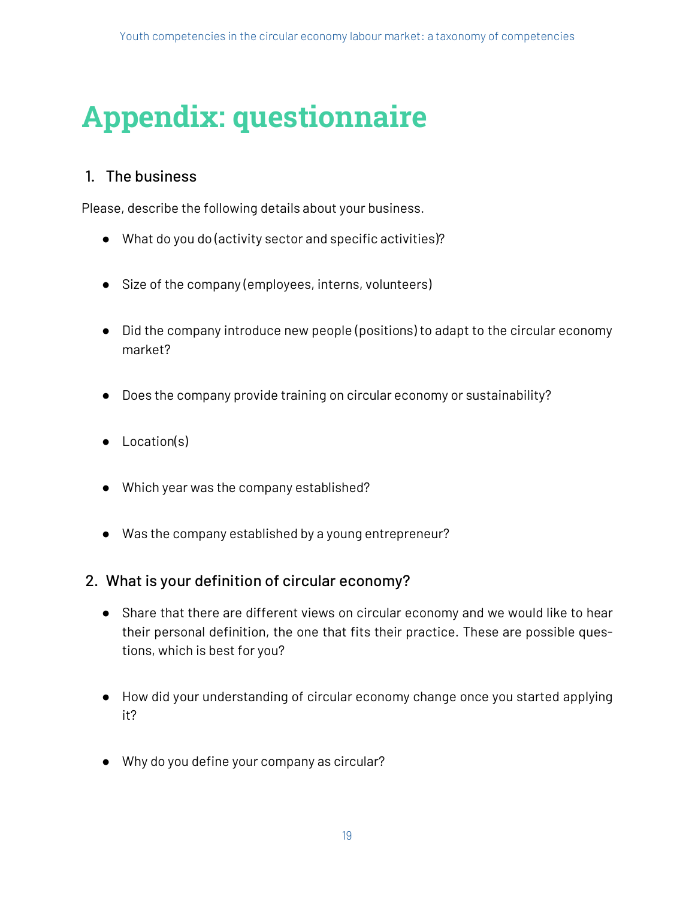# Appendix: questionnaire

1. The business

Please, describe the following details about your business.

- What do you do (activity sector and specific activities)?
- Size of the company (employees, interns, volunteers)
- Did the company introduce new people (positions) to adapt to the circular economy market?
- Does the company provide training on circular economy or sustainability?
- Location(s)
- Which year was the company established?
- Was the company established by a young entrepreneur?

2. What is your definition of circular economy?

- Share that there are different views on circular economy and we would like to hear their personal definition, the one that fits their practice. These are possible questions, which is best for you?
- How did your understanding of circular economy change once you started applying it?
- Why do you define your company as circular?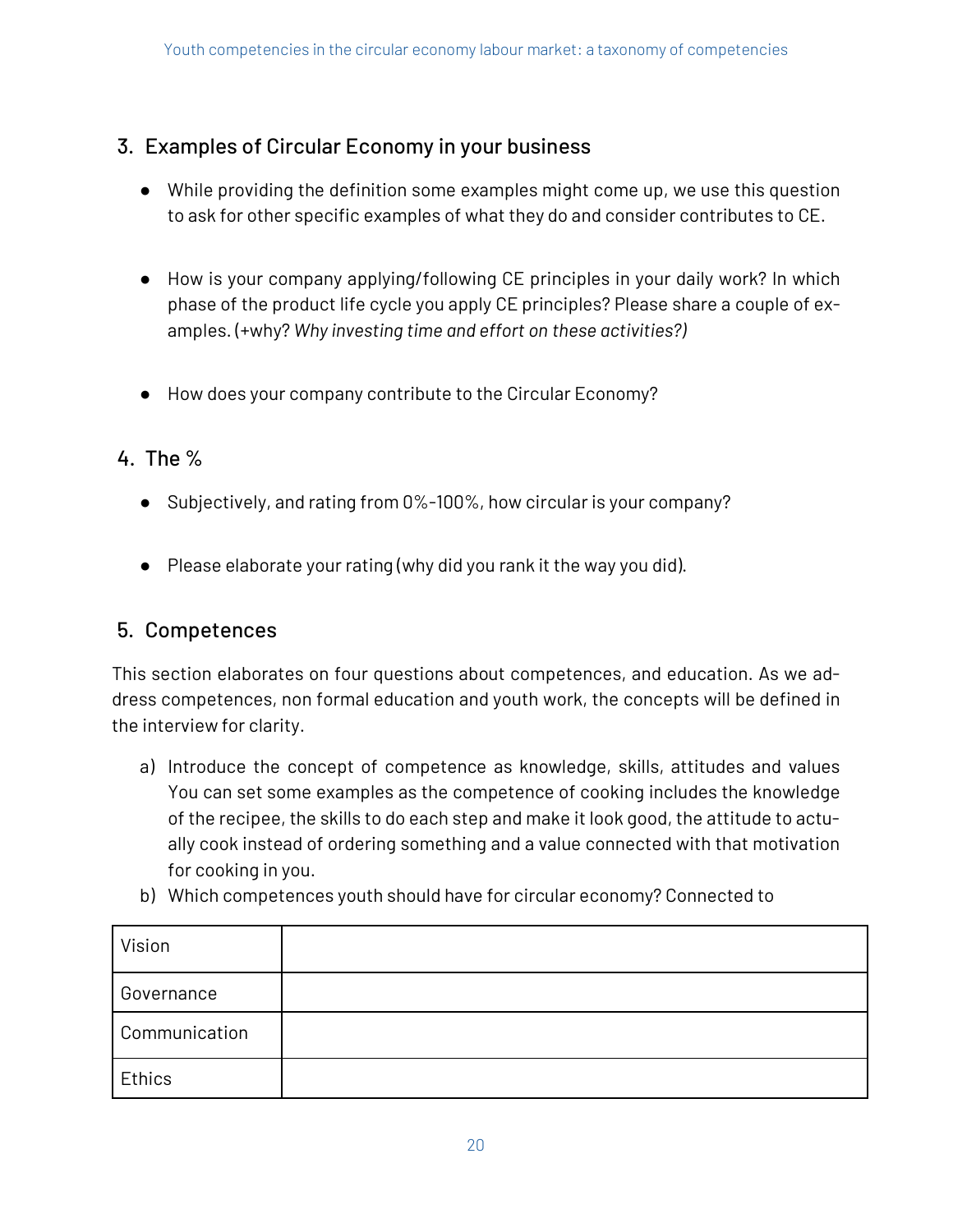## 3. Examples of Circular Economy in your business

- While providing the definition some examples might come up, we use this question to ask for other specific examples of what they do and consider contributes to CE.

- How is your company applying/following CE principles in your daily work? In which phase of the product life cycle you apply CE principles? Please share a couple of examples. (+why? *Why investing time and effort on these activities?)*

- How does your company contribute to the Circular Economy?

## 4. The %

- Subjectively, and rating from 0%-100%, how circular is your company?

- Please elaborate your rating (why did you rank it the way you did).

## 5. Competences

This section elaborates on four questions about competences, and education. As we address competences, non formal education and youth work, the concepts will be defined in the interview for clarity.

a) Introduce the concept of competence as knowledge, skills, attitudes and values You can set some examples as the competence of cooking includes the knowledge of the recipee, the skills to do each step and make it look good, the attitude to actually cook instead of ordering something and a value connected with that motivation for cooking in you.

b) Which competences youth should have for circular economy? Connected to

| Vision | |
|---|---|
| Governance | |
| Communication | |
| Ethics | |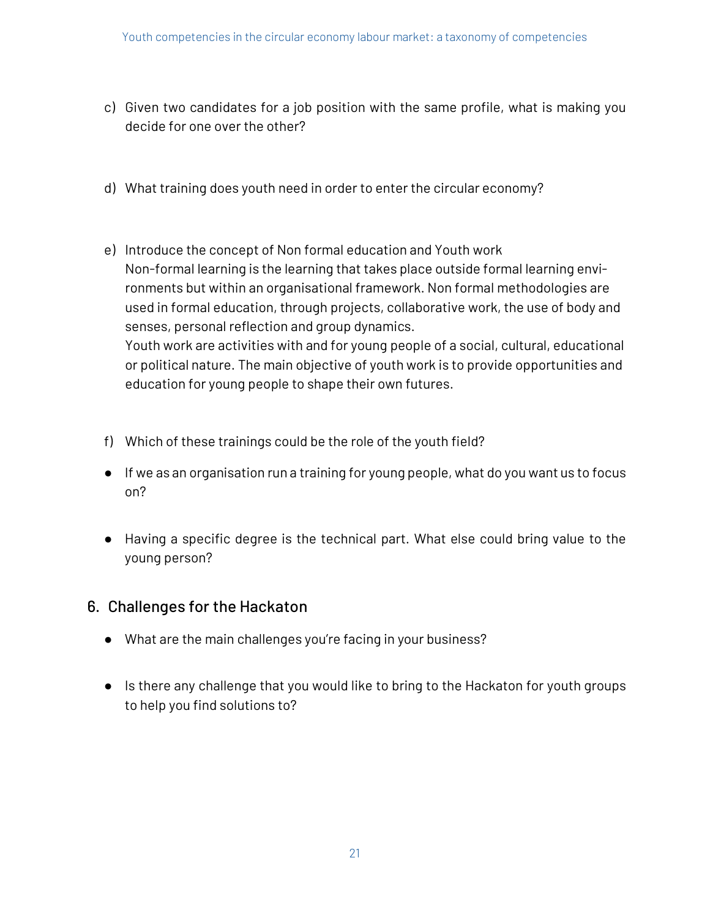c) Given two candidates for a job position with the same profile, what is making you decide for one over the other?

d) What training does youth need in order to enter the circular economy?

e) Introduce the concept of Non formal education and Youth work
Non-formal learning is the learning that takes place outside formal learning environments but within an organisational framework. Non formal methodologies are used in formal education, through projects, collaborative work, the use of body and senses, personal reflection and group dynamics.
Youth work are activities with and for young people of a social, cultural, educational or political nature. The main objective of youth work is to provide opportunities and education for young people to shape their own futures.

f) Which of these trainings could be the role of the youth field?

- If we as an organisation run a training for young people, what do you want us to focus on?

- Having a specific degree is the technical part. What else could bring value to the young person?

## 6. Challenges for the Hackaton

- What are the main challenges you're facing in your business?

- Is there any challenge that you would like to bring to the Hackaton for youth groups to help you find solutions to?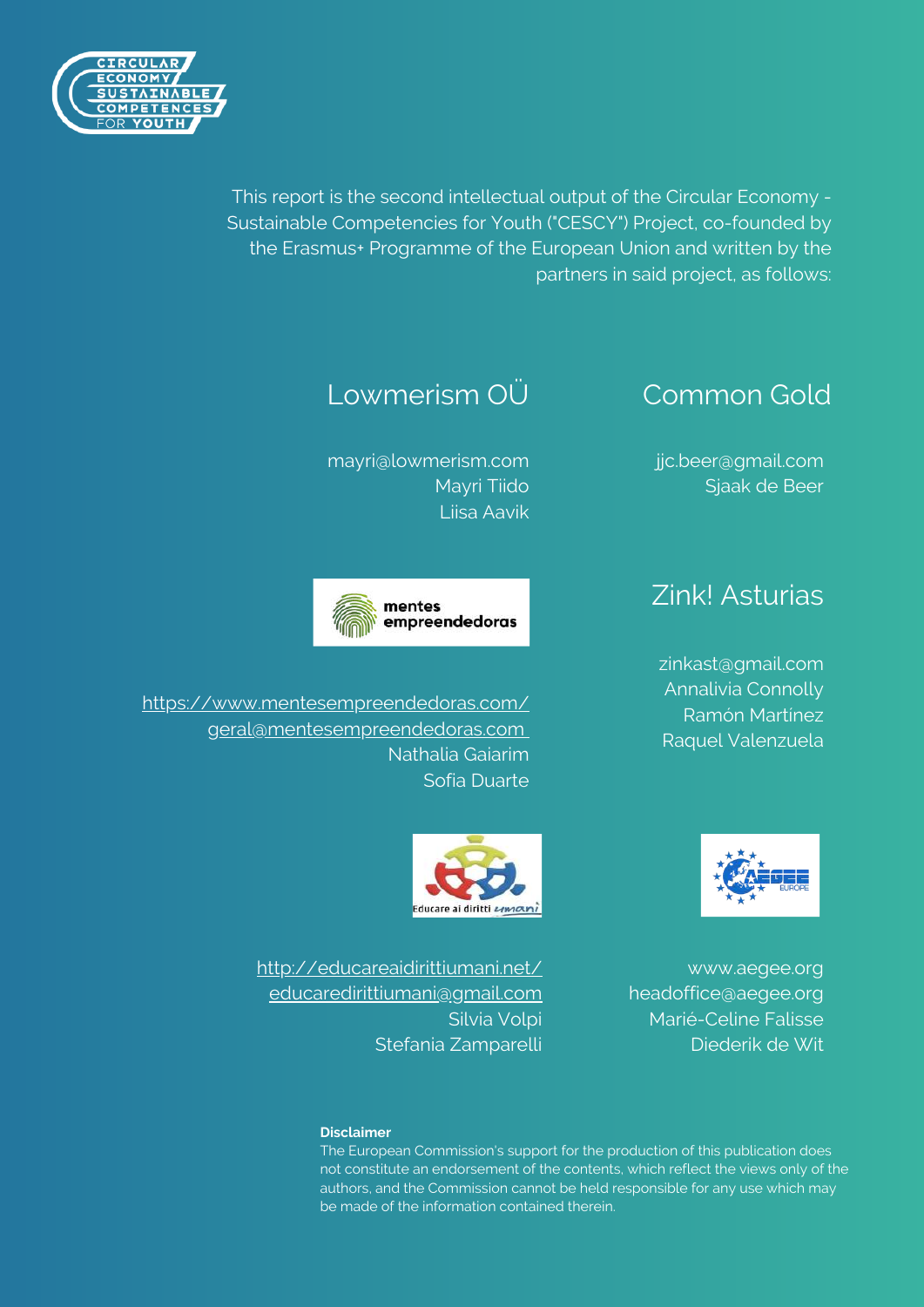This report is the second intellectual output of the Circular Economy - Sustainable Competencies for Youth ("CESCY") Project, co-founded by the Erasmus+ Programme of the European Union and written by the partners in said project, as follows:

## Lowmerism OÜ

mayri@lowmerism.com
Mayri Tiido
Liisa Aavik

## Common Gold

jjc.beer@gmail.com
Sjaak de Beer

mentes empreendedoras

https://www.mentesempreendedoras.com/
geral@mentesempreendedoras.com
Nathalia Gaiarim
Sofia Duarte

## Zink! Asturias

zinkast@gmail.com
Annalivia Connolly
Ramón Martínez
Raquel Valenzuela

Educare ai diritti umani

http://educareaidirittiumani.net/
educaredirittiumani@gmail.com
Silvia Volpi
Stefania Zamparelli

AEGEE EUROPE

www.aegee.org
headoffice@aegee.org
Marié-Celine Falisse
Diederik de Wit

**Disclaimer**
The European Commission's support for the production of this publication does not constitute an endorsement of the contents, which reflect the views only of the authors, and the Commission cannot be held responsible for any use which may be made of the information contained therein.